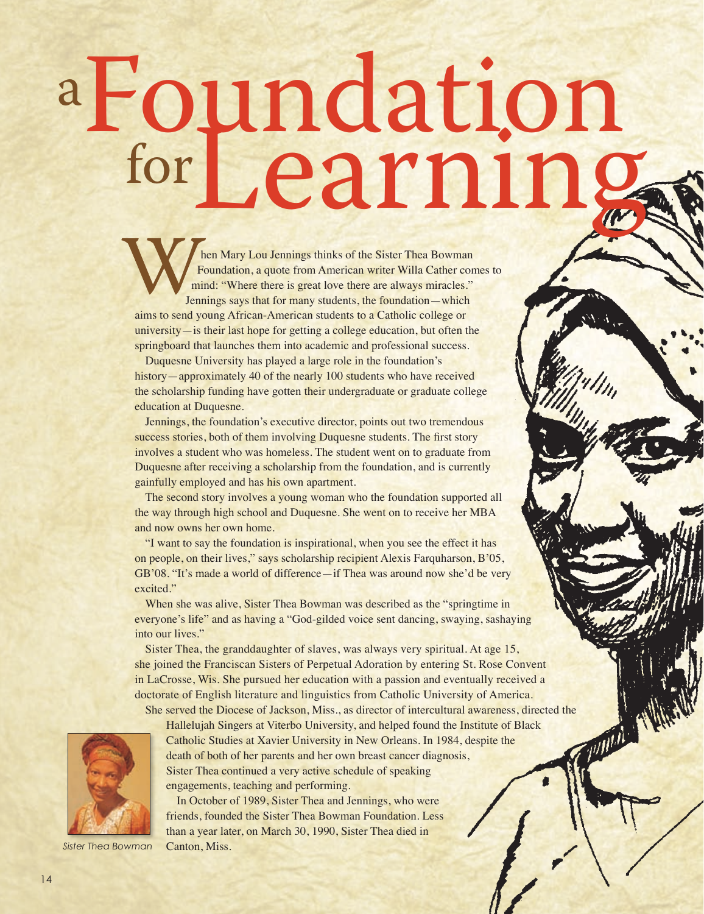# a Foundation for Learning

When Mary Lou Jennings thinks of the Sister Thea Bowman Foundation, a quote from American writer Willa Cather comes to mind: "Where there is great love there are always miracles." Jennings says that for many students, the foundation—which aims to send young African-American students to a Catholic college or university—is their last hope for getting a college education, but often the springboard that launches them into academic and professional success.

Duquesne University has played a large role in the foundation's history—approximately 40 of the nearly 100 students who have received the scholarship funding have gotten their undergraduate or graduate college education at Duquesne.

Jennings, the foundation's executive director, points out two tremendous success stories, both of them involving Duquesne students. The first story involves a student who was homeless. The student went on to graduate from Duquesne after receiving a scholarship from the foundation, and is currently gainfully employed and has his own apartment.

The second story involves a young woman who the foundation supported all the way through high school and Duquesne. She went on to receive her MBA and now owns her own home.

"I want to say the foundation is inspirational, when you see the effect it has on people, on their lives," says scholarship recipient Alexis Farquharson, B'05, GB'08. "It's made a world of difference—if Thea was around now she'd be very excited."

When she was alive, Sister Thea Bowman was described as the "springtime in everyone's life" and as having a "God-gilded voice sent dancing, swaying, sashaying into our lives."

Sister Thea, the granddaughter of slaves, was always very spiritual. At age 15, she joined the Franciscan Sisters of Perpetual Adoration by entering St. Rose Convent in LaCrosse, Wis. She pursued her education with a passion and eventually received a doctorate of English literature and linguistics from Catholic University of America.

She served the Diocese of Jackson, Miss., as director of intercultural awareness, directed the Hallelujah Singers at Viterbo University, and helped found the Institute of Black Catholic Studies at Xavier University in New Orleans. In 1984, despite the death of both of her parents and her own breast cancer diagnosis, Sister Thea continued a very active schedule of speaking engagements, teaching and performing.

In October of 1989, Sister Thea and Jennings, who were friends, founded the Sister Thea Bowman Foundation. Less than a year later, on March 30, 1990, Sister Thea died in Canton, Miss.

*Sister Thea Bowman*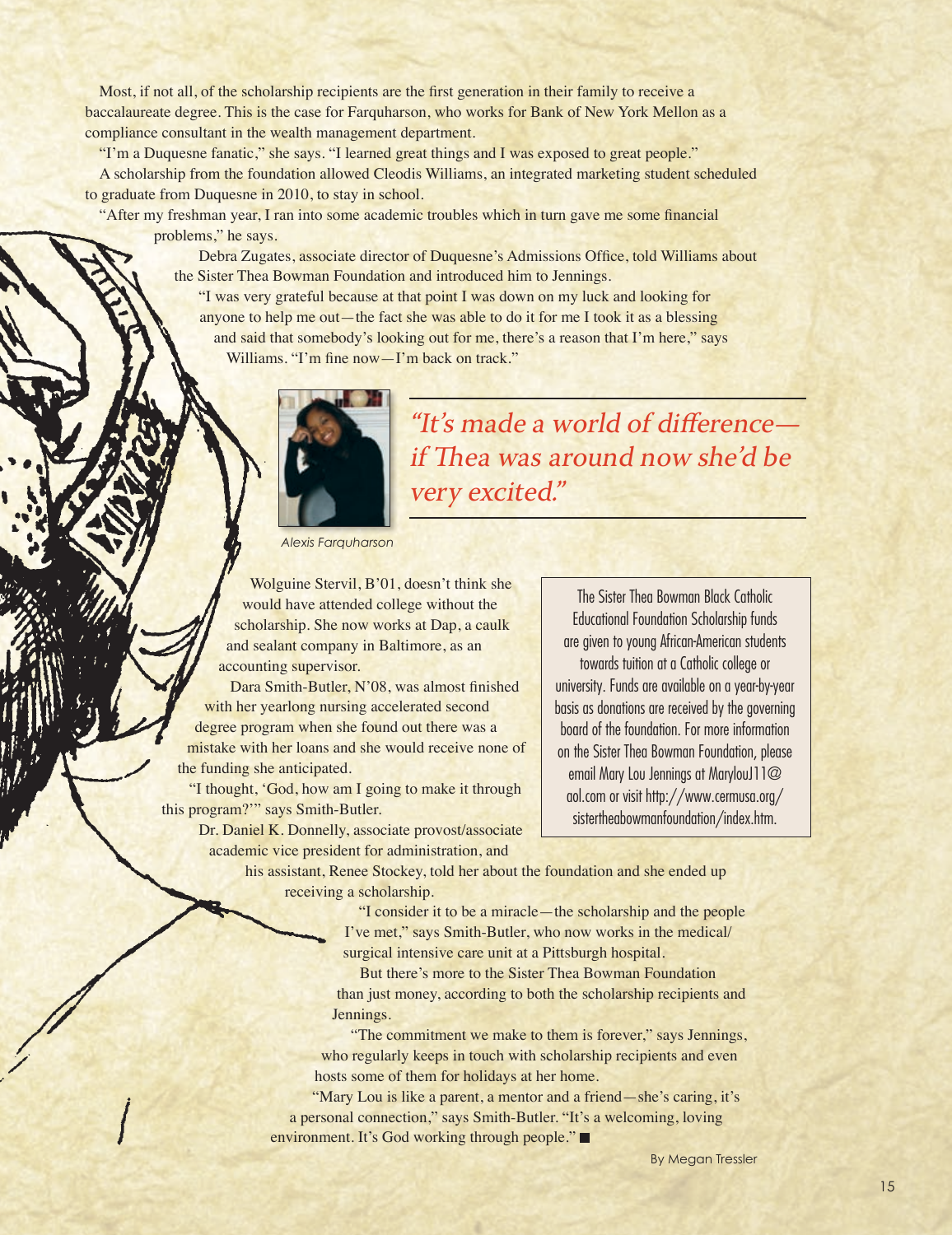Most, if not all, of the scholarship recipients are the first generation in their family to receive a baccalaureate degree. This is the case for Farquharson, who works for Bank of New York Mellon as a compliance consultant in the wealth management department.

"I'm a Duquesne fanatic," she says. "I learned great things and I was exposed to great people."

A scholarship from the foundation allowed Cleodis Williams, an integrated marketing student scheduled to graduate from Duquesne in 2010, to stay in school.

"After my freshman year, I ran into some academic troubles which in turn gave me some financial problems," he says.

Debra Zugates, associate director of Duquesne's Admissions Office, told Williams about the Sister Thea Bowman Foundation and introduced him to Jennings.

"I was very grateful because at that point I was down on my luck and looking for anyone to help me out—the fact she was able to do it for me I took it as a blessing and said that somebody's looking out for me, there's a reason that I'm here," says Williams. "I'm fine now—I'm back on track."

*"It's made a world of difference—if Thea was around now she'd be very excited."*

*Alexis Farquharson*

Wolguine Stervil, B'01, doesn't think she would have attended college without the scholarship. She now works at Dap, a caulk and sealant company in Baltimore, as an accounting supervisor.

Dara Smith-Butler, N'08, was almost finished with her yearlong nursing accelerated second degree program when she found out there was a mistake with her loans and she would receive none of the funding she anticipated.

"I thought, 'God, how am I going to make it through this program?'" says Smith-Butler.

Dr. Daniel K. Donnelly, associate provost/associate academic vice president for administration, and his assistant, Renee Stockey, told her about the foundation and she ended up receiving a scholarship.

"I consider it to be a miracle—the scholarship and the people I've met," says Smith-Butler, who now works in the medical/surgical intensive care unit at a Pittsburgh hospital.

But there's more to the Sister Thea Bowman Foundation than just money, according to both the scholarship recipients and Jennings.

"The commitment we make to them is forever," says Jennings, who regularly keeps in touch with scholarship recipients and even hosts some of them for holidays at her home.

"Mary Lou is like a parent, a mentor and a friend—she's caring, it's a personal connection," says Smith-Butler. "It's a welcoming, loving environment. It's God working through people." ■

The Sister Thea Bowman Black Catholic Educational Foundation Scholarship funds are given to young African-American students towards tuition at a Catholic college or university. Funds are available on a year-by-year basis as donations are received by the governing board of the foundation. For more information on the Sister Thea Bowman Foundation, please email Mary Lou Jennings at MarylouJ11@aol.com or visit http://www.cermusa.org/sistertheabowmanfoundation/index.htm.

By Megan Tressler